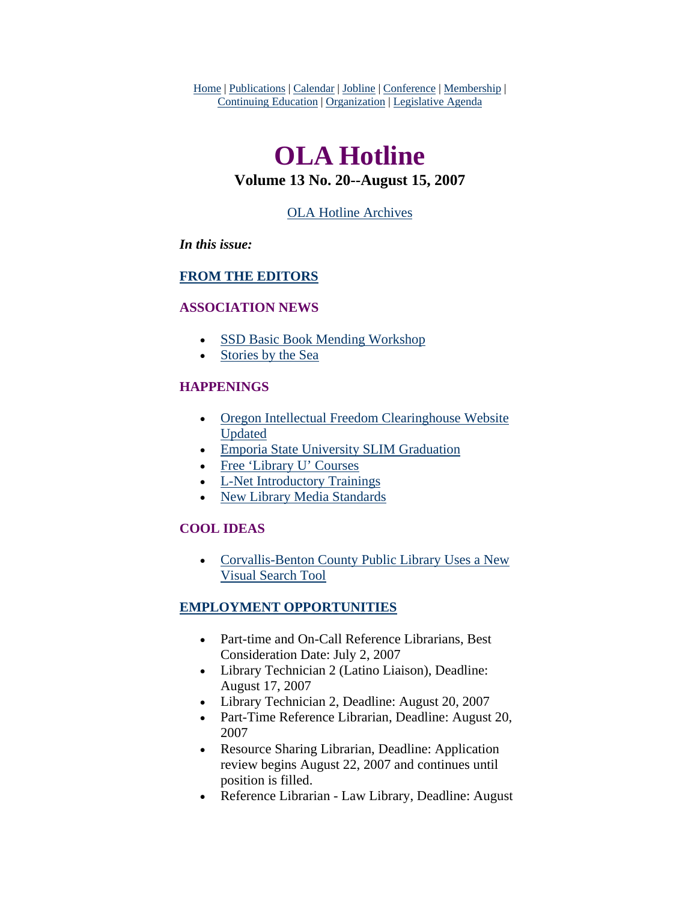Home | Publications | Calendar | Jobline | Conference | Membership | Continuing Education | Organization | Legislative Agenda

# OLA Hotline

### Volume 13 No. 20--August 15, 2007

OLA Hotline Archives

***In this issue:***

### FROM THE EDITORS

### ASSOCIATION NEWS

- SSD Basic Book Mending Workshop
- Stories by the Sea

### HAPPENINGS

- Oregon Intellectual Freedom Clearinghouse Website Updated
- Emporia State University SLIM Graduation
- Free 'Library U' Courses
- L-Net Introductory Trainings
- New Library Media Standards

### COOL IDEAS

- Corvallis-Benton County Public Library Uses a New Visual Search Tool

### EMPLOYMENT OPPORTUNITIES

- Part-time and On-Call Reference Librarians, Best Consideration Date: July 2, 2007
- Library Technician 2 (Latino Liaison), Deadline: August 17, 2007
- Library Technician 2, Deadline: August 20, 2007
- Part-Time Reference Librarian, Deadline: August 20, 2007
- Resource Sharing Librarian, Deadline: Application review begins August 22, 2007 and continues until position is filled.
- Reference Librarian - Law Library, Deadline: August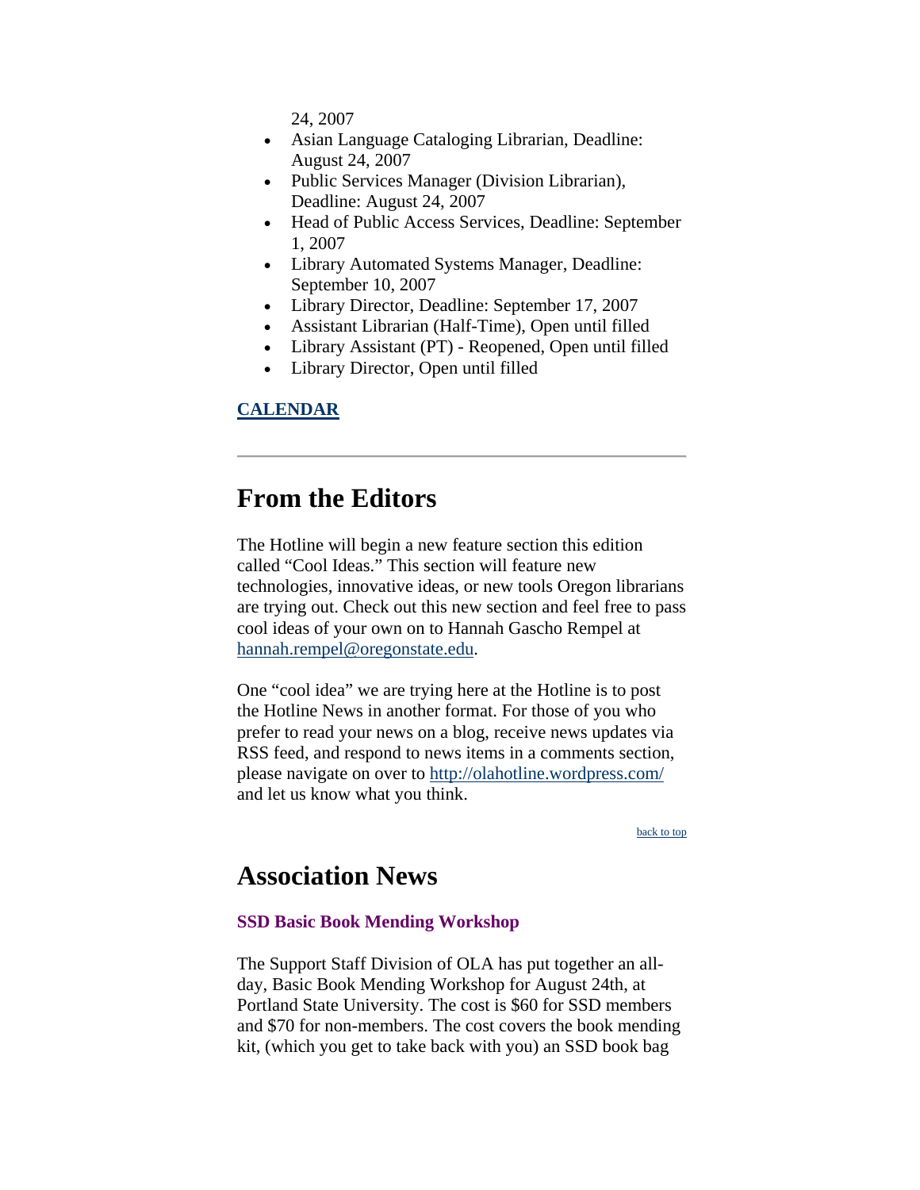24, 2007

- Asian Language Cataloging Librarian, Deadline: August 24, 2007
- Public Services Manager (Division Librarian), Deadline: August 24, 2007
- Head of Public Access Services, Deadline: September 1, 2007
- Library Automated Systems Manager, Deadline: September 10, 2007
- Library Director, Deadline: September 17, 2007
- Assistant Librarian (Half-Time), Open until filled
- Library Assistant (PT) - Reopened, Open until filled
- Library Director, Open until filled

**CALENDAR**

---

# From the Editors

The Hotline will begin a new feature section this edition called "Cool Ideas." This section will feature new technologies, innovative ideas, or new tools Oregon librarians are trying out. Check out this new section and feel free to pass cool ideas of your own on to Hannah Gascho Rempel at hannah.rempel@oregonstate.edu.

One "cool idea" we are trying here at the Hotline is to post the Hotline News in another format. For those of you who prefer to read your news on a blog, receive news updates via RSS feed, and respond to news items in a comments section, please navigate on over to http://olahotline.wordpress.com/ and let us know what you think.

back to top

# Association News

### SSD Basic Book Mending Workshop

The Support Staff Division of OLA has put together an all-day, Basic Book Mending Workshop for August 24th, at Portland State University. The cost is $60 for SSD members and $70 for non-members. The cost covers the book mending kit, (which you get to take back with you) an SSD book bag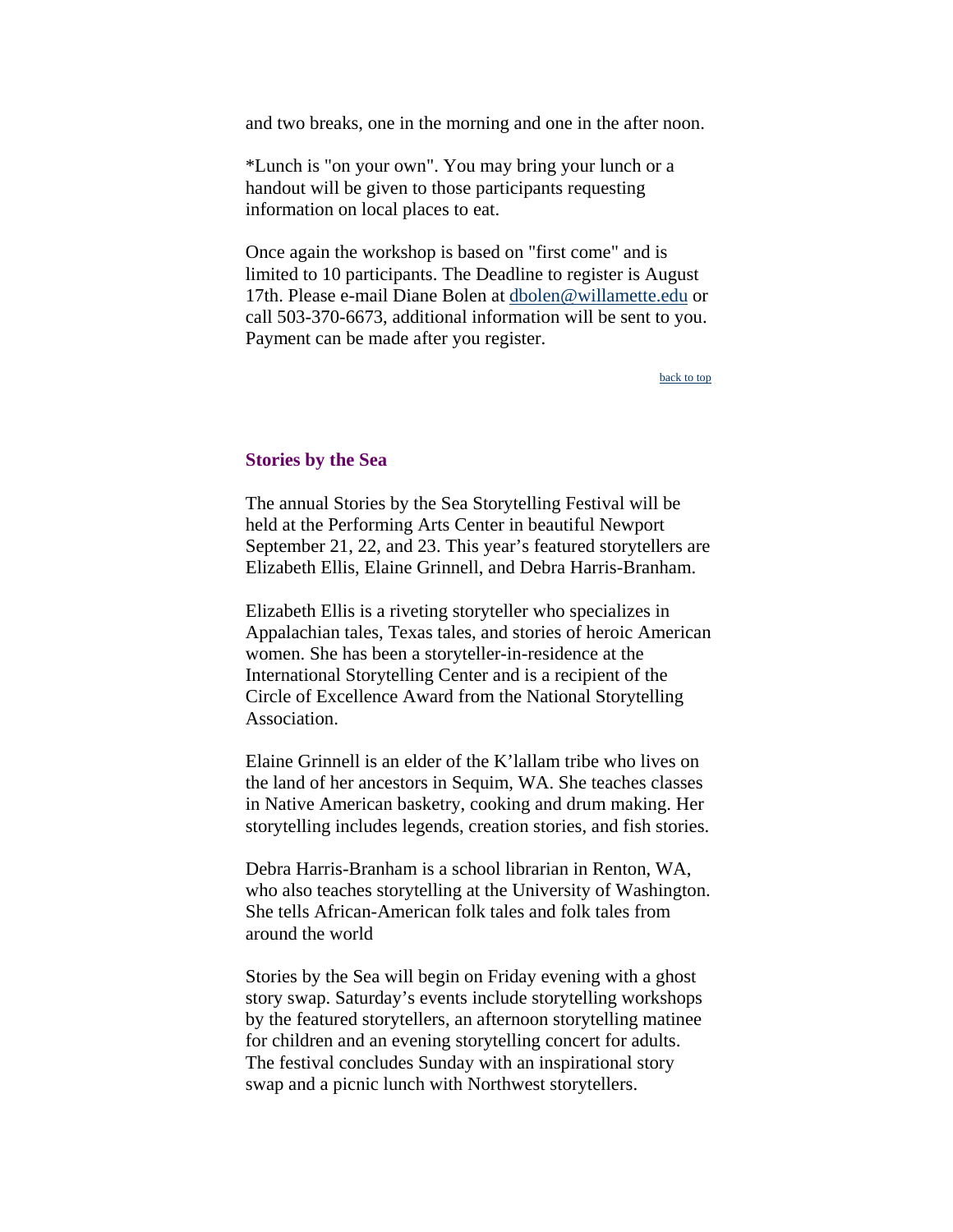and two breaks, one in the morning and one in the after noon.

*Lunch is "on your own". You may bring your lunch or a handout will be given to those participants requesting information on local places to eat.

Once again the workshop is based on "first come" and is limited to 10 participants. The Deadline to register is August 17th. Please e-mail Diane Bolen at dbolen@willamette.edu or call 503-370-6673, additional information will be sent to you. Payment can be made after you register.

back to top

### Stories by the Sea

The annual Stories by the Sea Storytelling Festival will be held at the Performing Arts Center in beautiful Newport September 21, 22, and 23. This year's featured storytellers are Elizabeth Ellis, Elaine Grinnell, and Debra Harris-Branham.

Elizabeth Ellis is a riveting storyteller who specializes in Appalachian tales, Texas tales, and stories of heroic American women. She has been a storyteller-in-residence at the International Storytelling Center and is a recipient of the Circle of Excellence Award from the National Storytelling Association.

Elaine Grinnell is an elder of the K'lallam tribe who lives on the land of her ancestors in Sequim, WA. She teaches classes in Native American basketry, cooking and drum making. Her storytelling includes legends, creation stories, and fish stories.

Debra Harris-Branham is a school librarian in Renton, WA, who also teaches storytelling at the University of Washington. She tells African-American folk tales and folk tales from around the world

Stories by the Sea will begin on Friday evening with a ghost story swap. Saturday's events include storytelling workshops by the featured storytellers, an afternoon storytelling matinee for children and an evening storytelling concert for adults. The festival concludes Sunday with an inspirational story swap and a picnic lunch with Northwest storytellers.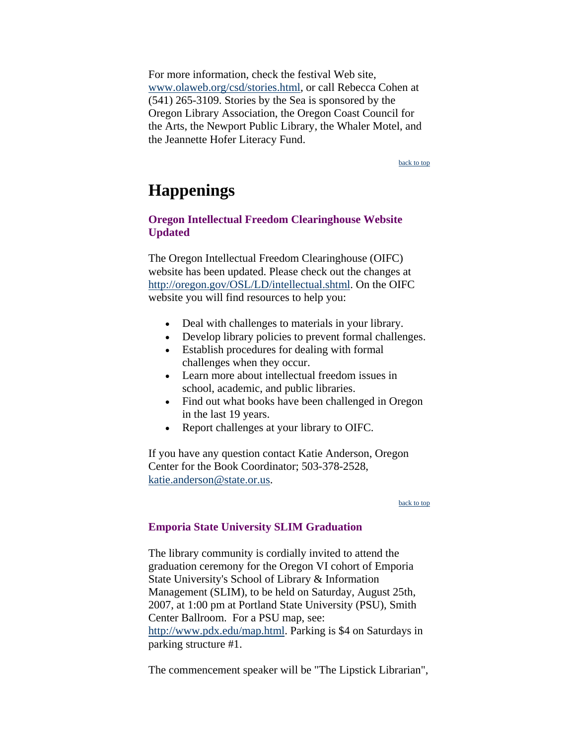For more information, check the festival Web site, [www.olaweb.org/csd/stories.html](http://www.olaweb.org/csd/stories.html), or call Rebecca Cohen at (541) 265-3109. Stories by the Sea is sponsored by the Oregon Library Association, the Oregon Coast Council for the Arts, the Newport Public Library, the Whaler Motel, and the Jeannette Hofer Literacy Fund.

back to top

# Happenings

### Oregon Intellectual Freedom Clearinghouse Website Updated

The Oregon Intellectual Freedom Clearinghouse (OIFC) website has been updated. Please check out the changes at [http://oregon.gov/OSL/LD/intellectual.shtml](http://oregon.gov/OSL/LD/intellectual.shtml). On the OIFC website you will find resources to help you:

- Deal with challenges to materials in your library.
- Develop library policies to prevent formal challenges.
- Establish procedures for dealing with formal challenges when they occur.
- Learn more about intellectual freedom issues in school, academic, and public libraries.
- Find out what books have been challenged in Oregon in the last 19 years.
- Report challenges at your library to OIFC.

If you have any question contact Katie Anderson, Oregon Center for the Book Coordinator; 503-378-2528, [katie.anderson@state.or.us](mailto:katie.anderson@state.or.us).

back to top

### Emporia State University SLIM Graduation

The library community is cordially invited to attend the graduation ceremony for the Oregon VI cohort of Emporia State University's School of Library & Information Management (SLIM), to be held on Saturday, August 25th, 2007, at 1:00 pm at Portland State University (PSU), Smith Center Ballroom. For a PSU map, see: [http://www.pdx.edu/map.html](http://www.pdx.edu/map.html). Parking is $4 on Saturdays in parking structure #1.

The commencement speaker will be "The Lipstick Librarian",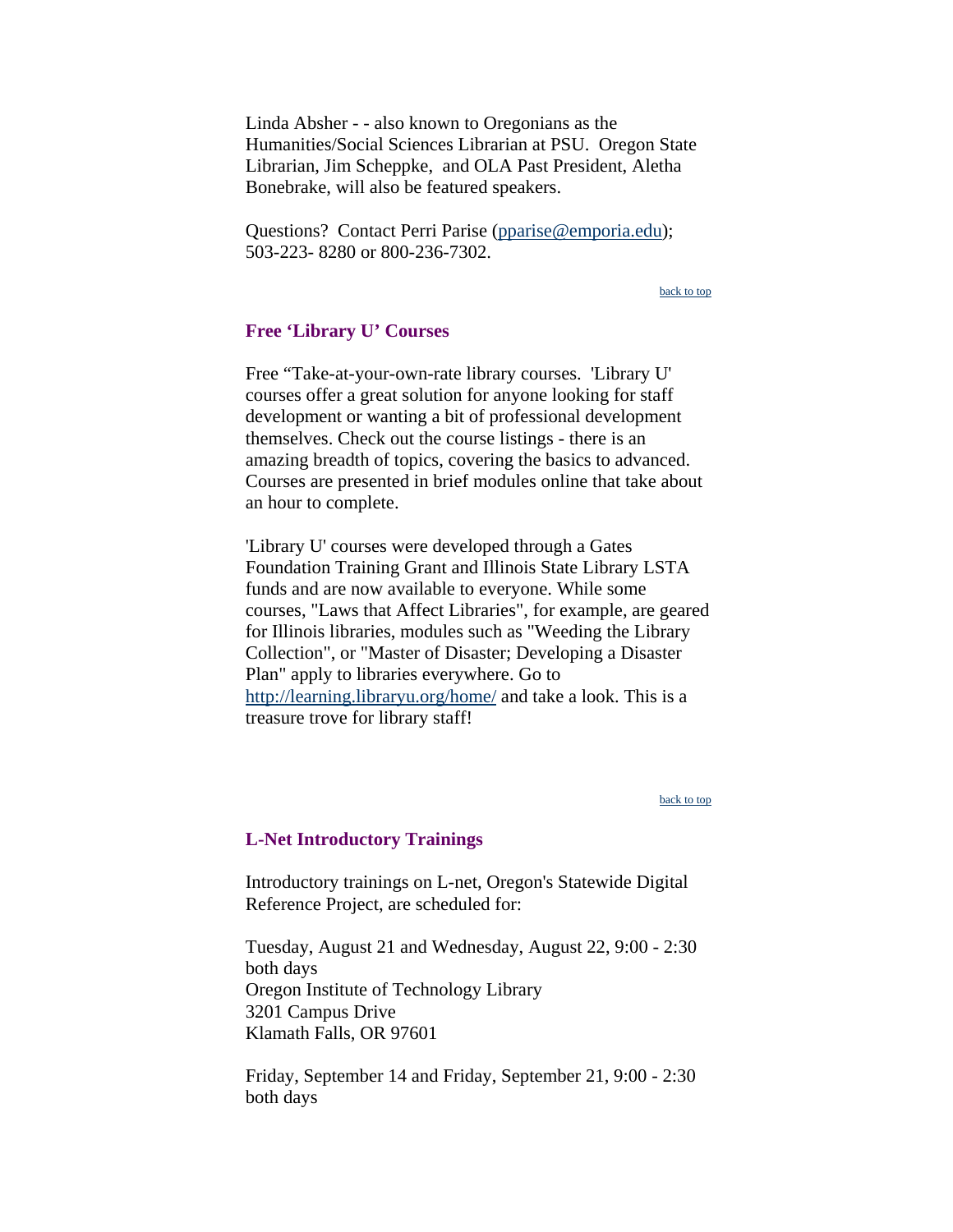Linda Absher - - also known to Oregonians as the Humanities/Social Sciences Librarian at PSU. Oregon State Librarian, Jim Scheppke, and OLA Past President, Aletha Bonebrake, will also be featured speakers.

Questions? Contact Perri Parise (pparise@emporia.edu); 503-223- 8280 or 800-236-7302.

back to top

### Free 'Library U' Courses

Free "Take-at-your-own-rate library courses. 'Library U' courses offer a great solution for anyone looking for staff development or wanting a bit of professional development themselves. Check out the course listings - there is an amazing breadth of topics, covering the basics to advanced. Courses are presented in brief modules online that take about an hour to complete.

'Library U' courses were developed through a Gates Foundation Training Grant and Illinois State Library LSTA funds and are now available to everyone. While some courses, "Laws that Affect Libraries", for example, are geared for Illinois libraries, modules such as "Weeding the Library Collection", or "Master of Disaster; Developing a Disaster Plan" apply to libraries everywhere. Go to http://learning.libraryu.org/home/ and take a look. This is a treasure trove for library staff!

back to top

### L-Net Introductory Trainings

Introductory trainings on L-net, Oregon's Statewide Digital Reference Project, are scheduled for:

Tuesday, August 21 and Wednesday, August 22, 9:00 - 2:30 both days  
Oregon Institute of Technology Library  
3201 Campus Drive  
Klamath Falls, OR 97601

Friday, September 14 and Friday, September 21, 9:00 - 2:30 both days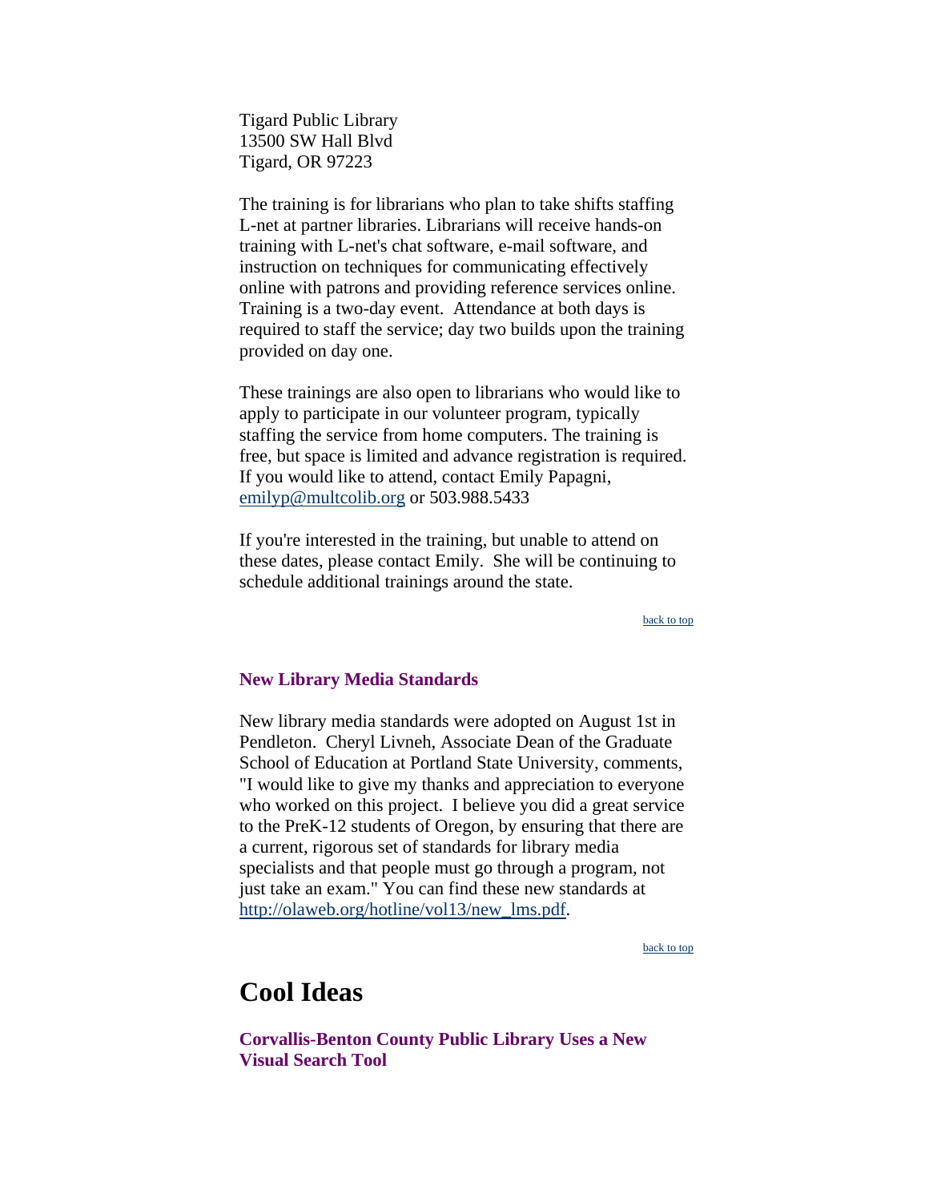Tigard Public Library
13500 SW Hall Blvd
Tigard, OR 97223

The training is for librarians who plan to take shifts staffing L-net at partner libraries. Librarians will receive hands-on training with L-net's chat software, e-mail software, and instruction on techniques for communicating effectively online with patrons and providing reference services online. Training is a two-day event. Attendance at both days is required to staff the service; day two builds upon the training provided on day one.

These trainings are also open to librarians who would like to apply to participate in our volunteer program, typically staffing the service from home computers. The training is free, but space is limited and advance registration is required. If you would like to attend, contact Emily Papagni, emilyp@multcolib.org or 503.988.5433

If you're interested in the training, but unable to attend on these dates, please contact Emily. She will be continuing to schedule additional trainings around the state.

back to top

### New Library Media Standards

New library media standards were adopted on August 1st in Pendleton. Cheryl Livneh, Associate Dean of the Graduate School of Education at Portland State University, comments, "I would like to give my thanks and appreciation to everyone who worked on this project. I believe you did a great service to the PreK-12 students of Oregon, by ensuring that there are a current, rigorous set of standards for library media specialists and that people must go through a program, not just take an exam." You can find these new standards at http://olaweb.org/hotline/vol13/new_lms.pdf.

back to top

## Cool Ideas

### Corvallis-Benton County Public Library Uses a New Visual Search Tool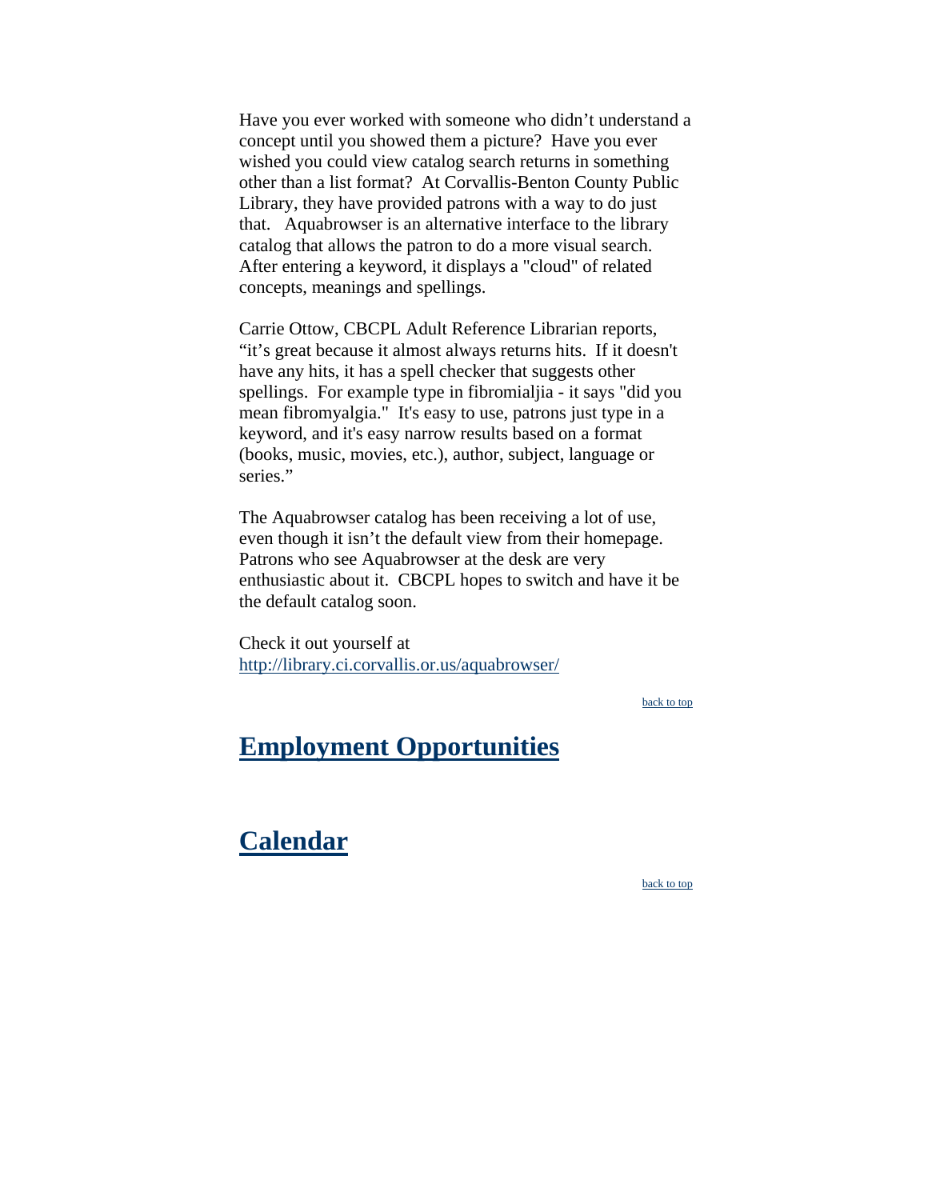Have you ever worked with someone who didn't understand a concept until you showed them a picture? Have you ever wished you could view catalog search returns in something other than a list format? At Corvallis-Benton County Public Library, they have provided patrons with a way to do just that. Aquabrowser is an alternative interface to the library catalog that allows the patron to do a more visual search. After entering a keyword, it displays a "cloud" of related concepts, meanings and spellings.

Carrie Ottow, CBCPL Adult Reference Librarian reports, "it's great because it almost always returns hits. If it doesn't have any hits, it has a spell checker that suggests other spellings. For example type in fibromialjia - it says "did you mean fibromyalgia." It's easy to use, patrons just type in a keyword, and it's easy narrow results based on a format (books, music, movies, etc.), author, subject, language or series."

The Aquabrowser catalog has been receiving a lot of use, even though it isn't the default view from their homepage. Patrons who see Aquabrowser at the desk are very enthusiastic about it. CBCPL hopes to switch and have it be the default catalog soon.

Check it out yourself at
http://library.ci.corvallis.or.us/aquabrowser/

back to top

## Employment Opportunities

## Calendar

back to top